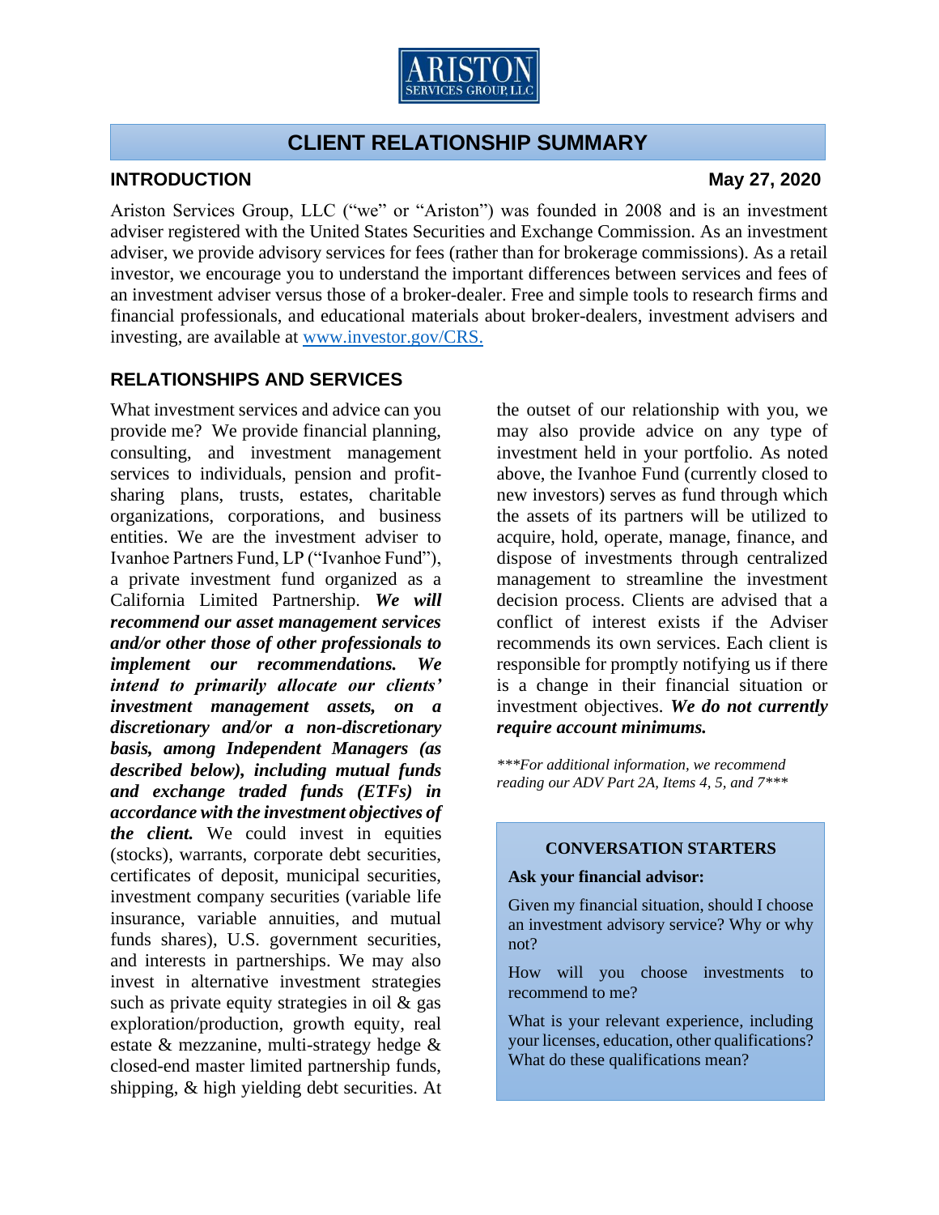ARISTON
SERVICES GROUP, LLC

# CLIENT RELATIONSHIP SUMMARY

## INTRODUCTION

**May 27, 2020**

Ariston Services Group, LLC ("we" or "Ariston") was founded in 2008 and is an investment adviser registered with the United States Securities and Exchange Commission. As an investment adviser, we provide advisory services for fees (rather than for brokerage commissions). As a retail investor, we encourage you to understand the important differences between services and fees of an investment adviser versus those of a broker-dealer. Free and simple tools to research firms and financial professionals, and educational materials about broker-dealers, investment advisers and investing, are available at www.investor.gov/CRS.

## RELATIONSHIPS AND SERVICES

What investment services and advice can you provide me? We provide financial planning, consulting, and investment management services to individuals, pension and profit-sharing plans, trusts, estates, charitable organizations, corporations, and business entities. We are the investment adviser to Ivanhoe Partners Fund, LP ("Ivanhoe Fund"), a private investment fund organized as a California Limited Partnership. ***We will recommend our asset management services and/or other those of other professionals to implement our recommendations. We intend to primarily allocate our clients' investment management assets, on a discretionary and/or a non-discretionary basis, among Independent Managers (as described below), including mutual funds and exchange traded funds (ETFs) in accordance with the investment objectives of the client.*** We could invest in equities (stocks), warrants, corporate debt securities, certificates of deposit, municipal securities, investment company securities (variable life insurance, variable annuities, and mutual funds shares), U.S. government securities, and interests in partnerships. We may also invest in alternative investment strategies such as private equity strategies in oil & gas exploration/production, growth equity, real estate & mezzanine, multi-strategy hedge & closed-end master limited partnership funds, shipping, & high yielding debt securities. At the outset of our relationship with you, we may also provide advice on any type of investment held in your portfolio. As noted above, the Ivanhoe Fund (currently closed to new investors) serves as fund through which the assets of its partners will be utilized to acquire, hold, operate, manage, finance, and dispose of investments through centralized management to streamline the investment decision process. Clients are advised that a conflict of interest exists if the Adviser recommends its own services. Each client is responsible for promptly notifying us if there is a change in their financial situation or investment objectives. ***We do not currently require account minimums.***

****For additional information, we recommend reading our ADV Part 2A, Items 4, 5, and 7****

**CONVERSATION STARTERS**

**Ask your financial advisor:**

Given my financial situation, should I choose an investment advisory service? Why or why not?

How will you choose investments to recommend to me?

What is your relevant experience, including your licenses, education, other qualifications? What do these qualifications mean?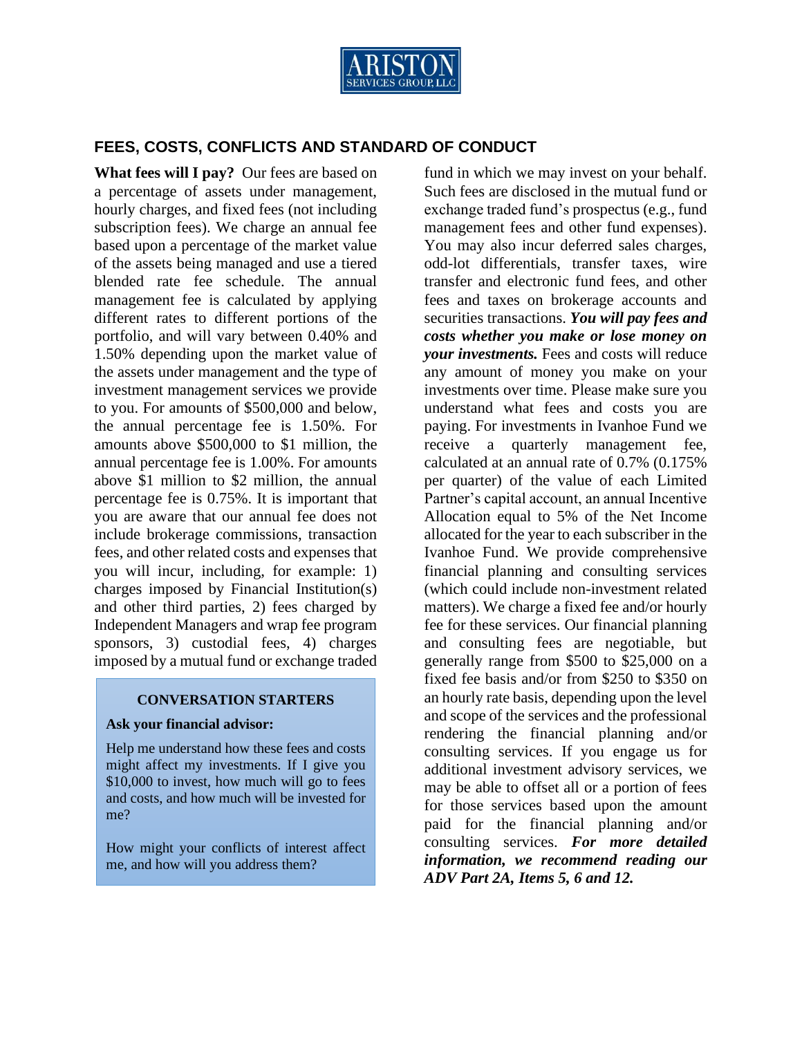## FEES, COSTS, CONFLICTS AND STANDARD OF CONDUCT

**What fees will I pay?** Our fees are based on a percentage of assets under management, hourly charges, and fixed fees (not including subscription fees). We charge an annual fee based upon a percentage of the market value of the assets being managed and use a tiered blended rate fee schedule. The annual management fee is calculated by applying different rates to different portions of the portfolio, and will vary between 0.40% and 1.50% depending upon the market value of the assets under management and the type of investment management services we provide to you. For amounts of $500,000 and below, the annual percentage fee is 1.50%. For amounts above $500,000 to $1 million, the annual percentage fee is 1.00%. For amounts above $1 million to $2 million, the annual percentage fee is 0.75%. It is important that you are aware that our annual fee does not include brokerage commissions, transaction fees, and other related costs and expenses that you will incur, including, for example: 1) charges imposed by Financial Institution(s) and other third parties, 2) fees charged by Independent Managers and wrap fee program sponsors, 3) custodial fees, 4) charges imposed by a mutual fund or exchange traded fund in which we may invest on your behalf. Such fees are disclosed in the mutual fund or exchange traded fund's prospectus (e.g., fund management fees and other fund expenses). You may also incur deferred sales charges, odd-lot differentials, transfer taxes, wire transfer and electronic fund fees, and other fees and taxes on brokerage accounts and securities transactions. ***You will pay fees and costs whether you make or lose money on your investments.*** Fees and costs will reduce any amount of money you make on your investments over time. Please make sure you understand what fees and costs you are paying. For investments in Ivanhoe Fund we receive a quarterly management fee, calculated at an annual rate of 0.7% (0.175% per quarter) of the value of each Limited Partner's capital account, an annual Incentive Allocation equal to 5% of the Net Income allocated for the year to each subscriber in the Ivanhoe Fund. We provide comprehensive financial planning and consulting services (which could include non-investment related matters). We charge a fixed fee and/or hourly fee for these services. Our financial planning and consulting fees are negotiable, but generally range from $500 to $25,000 on a fixed fee basis and/or from $250 to $350 on an hourly rate basis, depending upon the level and scope of the services and the professional rendering the financial planning and/or consulting services. If you engage us for additional investment advisory services, we may be able to offset all or a portion of fees for those services based upon the amount paid for the financial planning and/or consulting services. ***For more detailed information, we recommend reading our ADV Part 2A, Items 5, 6 and 12.***

**CONVERSATION STARTERS**

**Ask your financial advisor:**

Help me understand how these fees and costs might affect my investments. If I give you $10,000 to invest, how much will go to fees and costs, and how much will be invested for me?

How might your conflicts of interest affect me, and how will you address them?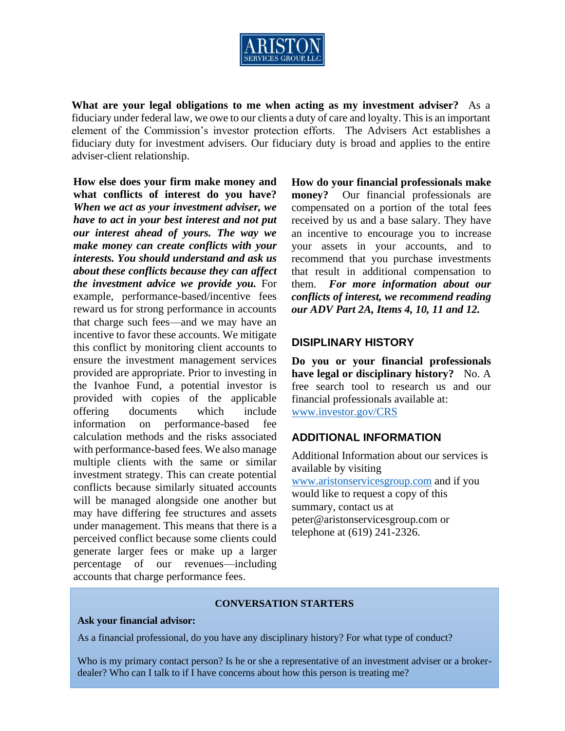**What are your legal obligations to me when acting as my investment adviser?** As a fiduciary under federal law, we owe to our clients a duty of care and loyalty. This is an important element of the Commission's investor protection efforts. The Advisers Act establishes a fiduciary duty for investment advisers. Our fiduciary duty is broad and applies to the entire adviser-client relationship.

**How else does your firm make money and what conflicts of interest do you have?** ***When we act as your investment adviser, we have to act in your best interest and not put our interest ahead of yours. The way we make money can create conflicts with your interests. You should understand and ask us about these conflicts because they can affect the investment advice we provide you.*** For example, performance-based/incentive fees reward us for strong performance in accounts that charge such fees—and we may have an incentive to favor these accounts. We mitigate this conflict by monitoring client accounts to ensure the investment management services provided are appropriate. Prior to investing in the Ivanhoe Fund, a potential investor is provided with copies of the applicable offering documents which include information on performance-based fee calculation methods and the risks associated with performance-based fees. We also manage multiple clients with the same or similar investment strategy. This can create potential conflicts because similarly situated accounts will be managed alongside one another but may have differing fee structures and assets under management. This means that there is a perceived conflict because some clients could generate larger fees or make up a larger percentage of our revenues—including accounts that charge performance fees.

**How do your financial professionals make money?** Our financial professionals are compensated on a portion of the total fees received by us and a base salary. They have an incentive to encourage you to increase your assets in your accounts, and to recommend that you purchase investments that result in additional compensation to them. ***For more information about our conflicts of interest, we recommend reading our ADV Part 2A, Items 4, 10, 11 and 12.***

## DISIPLINARY HISTORY

**Do you or your financial professionals have legal or disciplinary history?** No. A free search tool to research us and our financial professionals available at: www.investor.gov/CRS

## ADDITIONAL INFORMATION

Additional Information about our services is available by visiting www.aristonservicesgroup.com and if you would like to request a copy of this summary, contact us at peter@aristonservicesgroup.com or telephone at (619) 241-2326.

**CONVERSATION STARTERS**

**Ask your financial advisor:**

As a financial professional, do you have any disciplinary history? For what type of conduct?

Who is my primary contact person? Is he or she a representative of an investment adviser or a broker-dealer? Who can I talk to if I have concerns about how this person is treating me?